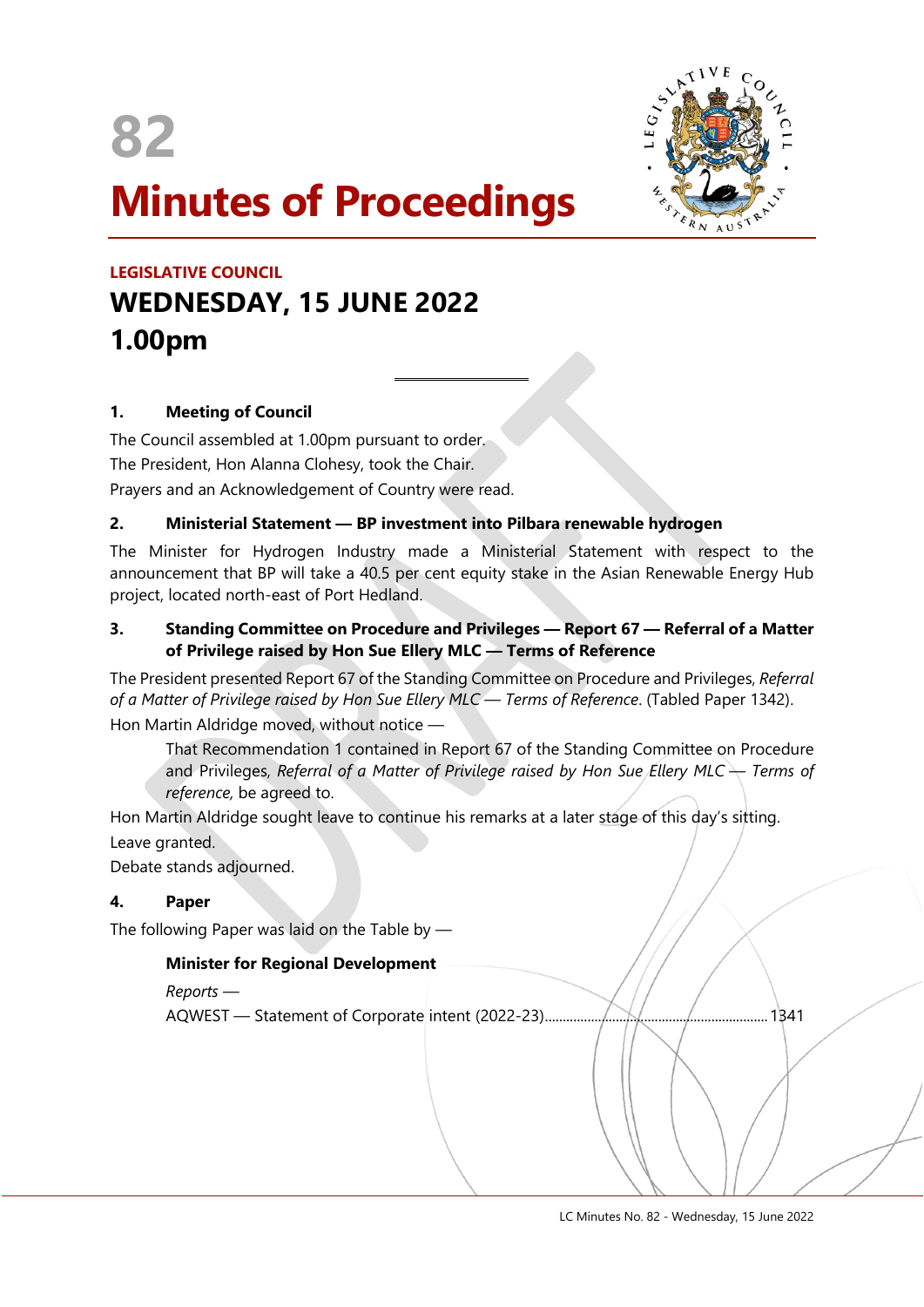# 82

# Minutes of Proceedings

**LEGISLATIVE COUNCIL**

## WEDNESDAY, 15 JUNE 2022

## 1.00pm

---

### 1. Meeting of Council

The Council assembled at 1.00pm pursuant to order.

The President, Hon Alanna Clohesy, took the Chair.

Prayers and an Acknowledgement of Country were read.

### 2. Ministerial Statement — BP investment into Pilbara renewable hydrogen

The Minister for Hydrogen Industry made a Ministerial Statement with respect to the announcement that BP will take a 40.5 per cent equity stake in the Asian Renewable Energy Hub project, located north-east of Port Hedland.

### 3. Standing Committee on Procedure and Privileges — Report 67 — Referral of a Matter of Privilege raised by Hon Sue Ellery MLC — Terms of Reference

The President presented Report 67 of the Standing Committee on Procedure and Privileges, *Referral of a Matter of Privilege raised by Hon Sue Ellery MLC — Terms of Reference*. (Tabled Paper 1342).

Hon Martin Aldridge moved, without notice —

> That Recommendation 1 contained in Report 67 of the Standing Committee on Procedure and Privileges, *Referral of a Matter of Privilege raised by Hon Sue Ellery MLC — Terms of reference,* be agreed to.

Hon Martin Aldridge sought leave to continue his remarks at a later stage of this day's sitting.

Leave granted.

Debate stands adjourned.

### 4. Paper

The following Paper was laid on the Table by —

**Minister for Regional Development**

*Reports —*

AQWEST — Statement of Corporate intent (2022-23)........................................................ 1341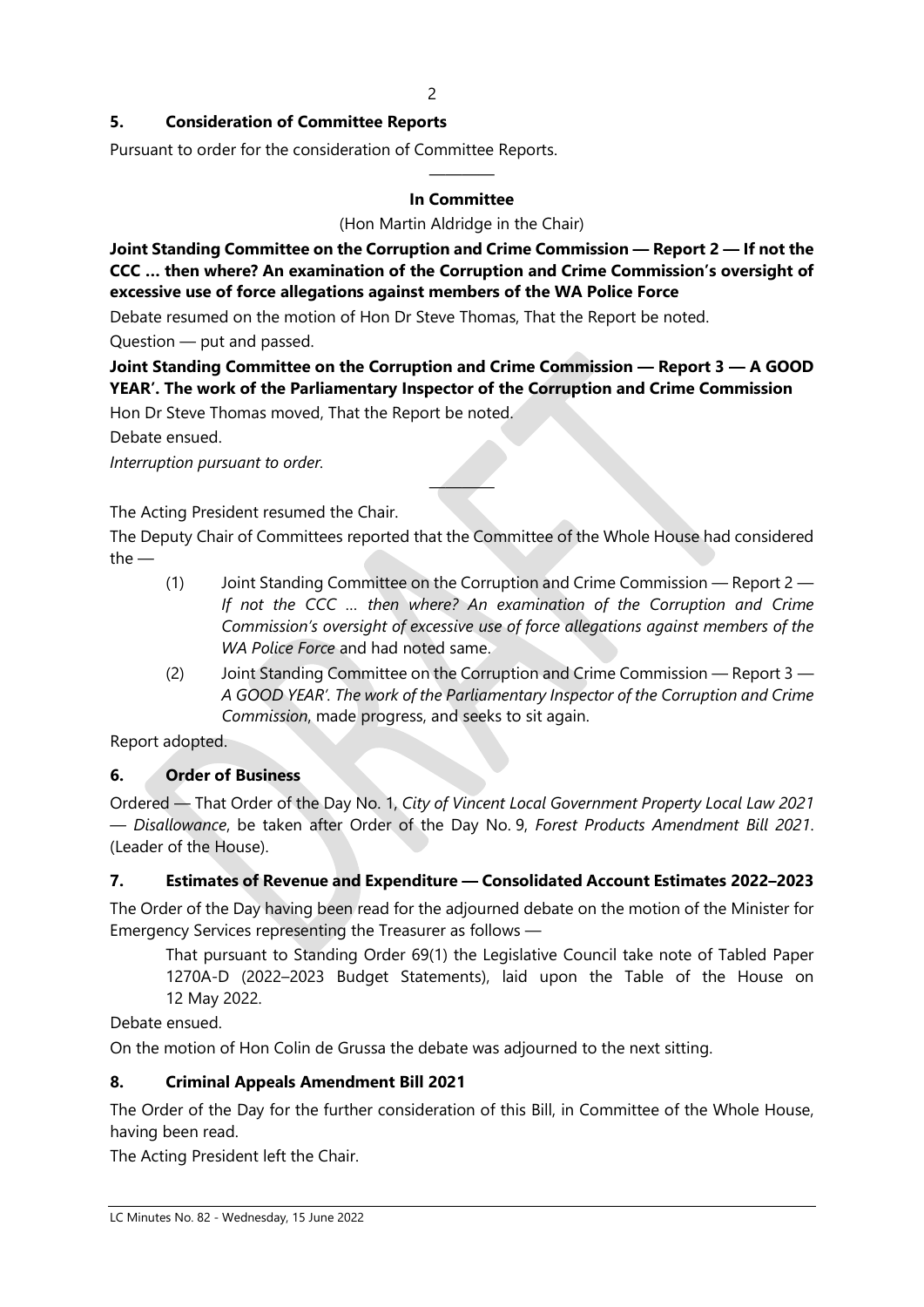## 5. Consideration of Committee Reports

Pursuant to order for the consideration of Committee Reports.

---

**In Committee**

(Hon Martin Aldridge in the Chair)

**Joint Standing Committee on the Corruption and Crime Commission — Report 2 — If not the CCC … then where? An examination of the Corruption and Crime Commission's oversight of excessive use of force allegations against members of the WA Police Force**

Debate resumed on the motion of Hon Dr Steve Thomas, That the Report be noted.

Question — put and passed.

**Joint Standing Committee on the Corruption and Crime Commission — Report 3 — A GOOD YEAR'. The work of the Parliamentary Inspector of the Corruption and Crime Commission**

Hon Dr Steve Thomas moved, That the Report be noted.

Debate ensued.

*Interruption pursuant to order.*

---

The Acting President resumed the Chair.

The Deputy Chair of Committees reported that the Committee of the Whole House had considered the —

(1) Joint Standing Committee on the Corruption and Crime Commission — Report 2 — *If not the CCC … then where? An examination of the Corruption and Crime Commission's oversight of excessive use of force allegations against members of the WA Police Force* and had noted same.

(2) Joint Standing Committee on the Corruption and Crime Commission — Report 3 — *A GOOD YEAR'. The work of the Parliamentary Inspector of the Corruption and Crime Commission*, made progress, and seeks to sit again.

Report adopted.

## 6. Order of Business

Ordered — That Order of the Day No. 1, *City of Vincent Local Government Property Local Law 2021 — Disallowance*, be taken after Order of the Day No. 9, *Forest Products Amendment Bill 2021*. (Leader of the House).

## 7. Estimates of Revenue and Expenditure — Consolidated Account Estimates 2022–2023

The Order of the Day having been read for the adjourned debate on the motion of the Minister for Emergency Services representing the Treasurer as follows —

> That pursuant to Standing Order 69(1) the Legislative Council take note of Tabled Paper 1270A-D (2022–2023 Budget Statements), laid upon the Table of the House on 12 May 2022.

Debate ensued.

On the motion of Hon Colin de Grussa the debate was adjourned to the next sitting.

## 8. Criminal Appeals Amendment Bill 2021

The Order of the Day for the further consideration of this Bill, in Committee of the Whole House, having been read.

The Acting President left the Chair.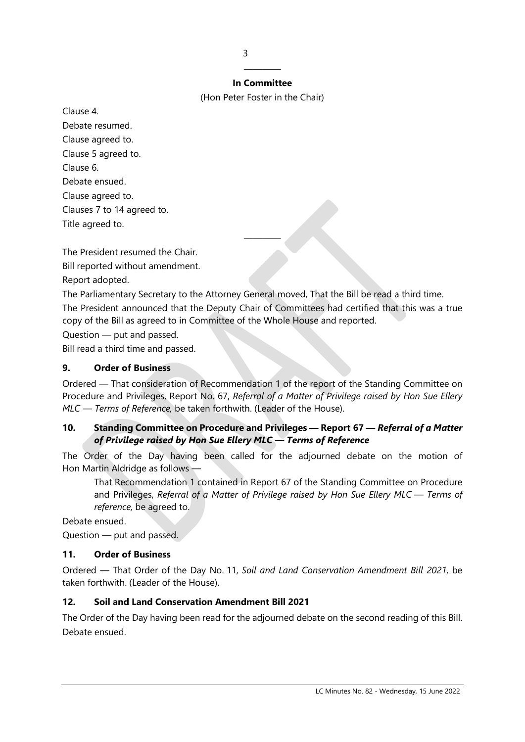———

**In Committee**

(Hon Peter Foster in the Chair)

Clause 4.

Debate resumed.

Clause agreed to.

Clause 5 agreed to.

Clause 6.

Debate ensued.

Clause agreed to.

Clauses 7 to 14 agreed to.

Title agreed to.

———

The President resumed the Chair.

Bill reported without amendment.

Report adopted.

The Parliamentary Secretary to the Attorney General moved, That the Bill be read a third time.

The President announced that the Deputy Chair of Committees had certified that this was a true copy of the Bill as agreed to in Committee of the Whole House and reported.

Question — put and passed.

Bill read a third time and passed.

## 9. Order of Business

Ordered — That consideration of Recommendation 1 of the report of the Standing Committee on Procedure and Privileges, Report No. 67, *Referral of a Matter of Privilege raised by Hon Sue Ellery MLC — Terms of Reference,* be taken forthwith. (Leader of the House).

## 10. Standing Committee on Procedure and Privileges — Report 67 — *Referral of a Matter of Privilege raised by Hon Sue Ellery MLC — Terms of Reference*

The Order of the Day having been called for the adjourned debate on the motion of Hon Martin Aldridge as follows —

> That Recommendation 1 contained in Report 67 of the Standing Committee on Procedure and Privileges, *Referral of a Matter of Privilege raised by Hon Sue Ellery MLC — Terms of reference,* be agreed to.

Debate ensued.

Question — put and passed.

## 11. Order of Business

Ordered — That Order of the Day No. 11, *Soil and Land Conservation Amendment Bill 2021*, be taken forthwith. (Leader of the House).

## 12. Soil and Land Conservation Amendment Bill 2021

The Order of the Day having been read for the adjourned debate on the second reading of this Bill.

Debate ensued.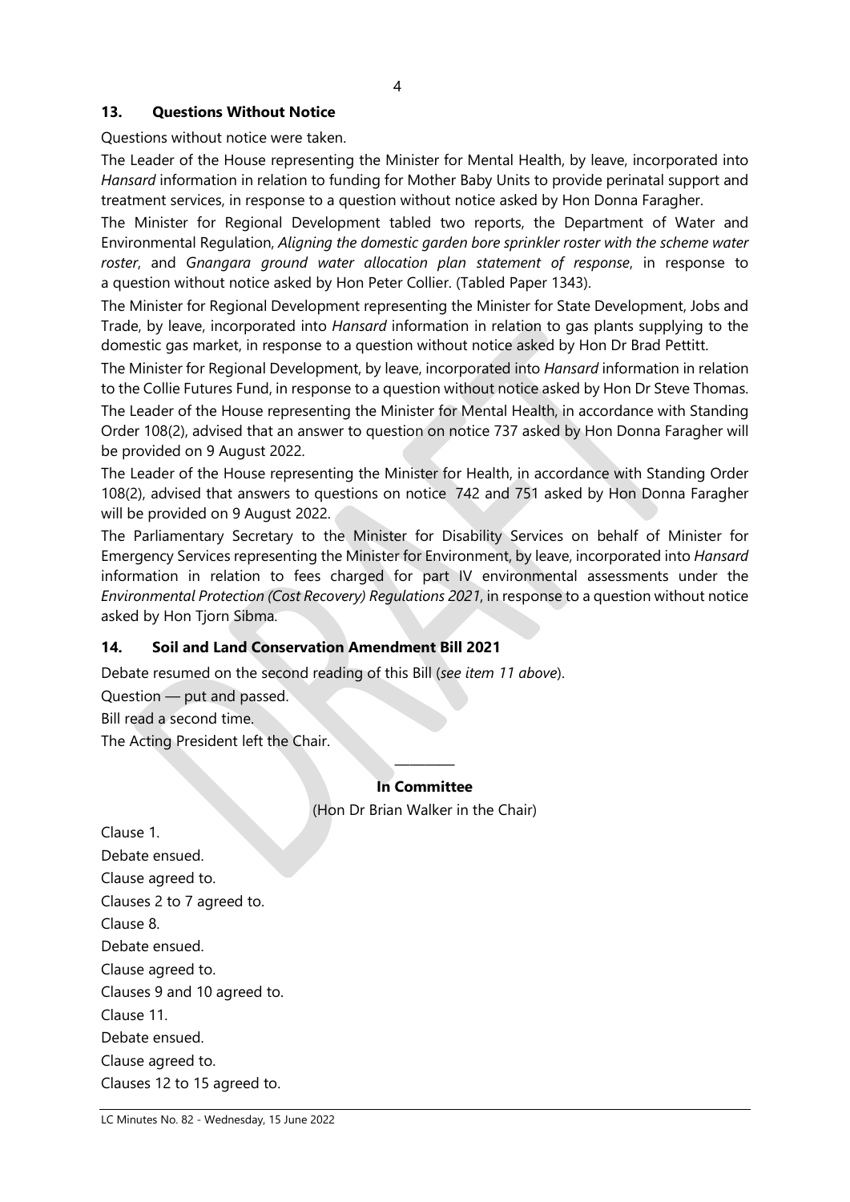## 13. Questions Without Notice

Questions without notice were taken.

The Leader of the House representing the Minister for Mental Health, by leave, incorporated into *Hansard* information in relation to funding for Mother Baby Units to provide perinatal support and treatment services, in response to a question without notice asked by Hon Donna Faragher.

The Minister for Regional Development tabled two reports, the Department of Water and Environmental Regulation, *Aligning the domestic garden bore sprinkler roster with the scheme water roster*, and *Gnangara ground water allocation plan statement of response*, in response to a question without notice asked by Hon Peter Collier. (Tabled Paper 1343).

The Minister for Regional Development representing the Minister for State Development, Jobs and Trade, by leave, incorporated into *Hansard* information in relation to gas plants supplying to the domestic gas market, in response to a question without notice asked by Hon Dr Brad Pettitt.

The Minister for Regional Development, by leave, incorporated into *Hansard* information in relation to the Collie Futures Fund, in response to a question without notice asked by Hon Dr Steve Thomas.

The Leader of the House representing the Minister for Mental Health, in accordance with Standing Order 108(2), advised that an answer to question on notice 737 asked by Hon Donna Faragher will be provided on 9 August 2022.

The Leader of the House representing the Minister for Health, in accordance with Standing Order 108(2), advised that answers to questions on notice 742 and 751 asked by Hon Donna Faragher will be provided on 9 August 2022.

The Parliamentary Secretary to the Minister for Disability Services on behalf of Minister for Emergency Services representing the Minister for Environment, by leave, incorporated into *Hansard* information in relation to fees charged for part IV environmental assessments under the *Environmental Protection (Cost Recovery) Regulations 2021*, in response to a question without notice asked by Hon Tjorn Sibma.

## 14. Soil and Land Conservation Amendment Bill 2021

Debate resumed on the second reading of this Bill (*see item 11 above*).

Question — put and passed.

Bill read a second time.

The Acting President left the Chair.

---

**In Committee**

(Hon Dr Brian Walker in the Chair)

Clause 1.

Debate ensued.

Clause agreed to.

Clauses 2 to 7 agreed to.

Clause 8.

Debate ensued.

Clause agreed to.

Clauses 9 and 10 agreed to.

Clause 11.

Debate ensued.

Clause agreed to.

Clauses 12 to 15 agreed to.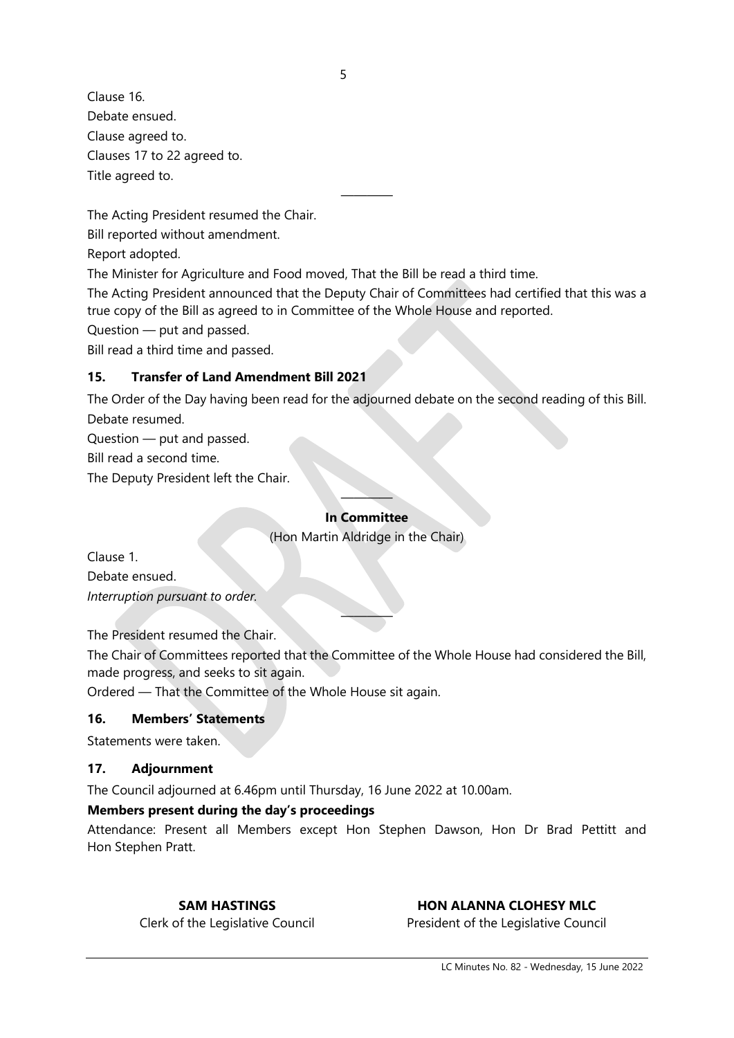Clause 16.

Debate ensued.

Clause agreed to.

Clauses 17 to 22 agreed to.

Title agreed to.

---

The Acting President resumed the Chair.

Bill reported without amendment.

Report adopted.

The Minister for Agriculture and Food moved, That the Bill be read a third time.

The Acting President announced that the Deputy Chair of Committees had certified that this was a true copy of the Bill as agreed to in Committee of the Whole House and reported.

Question — put and passed.

Bill read a third time and passed.

## 15. Transfer of Land Amendment Bill 2021

The Order of the Day having been read for the adjourned debate on the second reading of this Bill.

Debate resumed.

Question — put and passed.

Bill read a second time.

The Deputy President left the Chair.

---

**In Committee**

(Hon Martin Aldridge in the Chair)

Clause 1.

Debate ensued.

*Interruption pursuant to order.*

---

The President resumed the Chair.

The Chair of Committees reported that the Committee of the Whole House had considered the Bill, made progress, and seeks to sit again.

Ordered — That the Committee of the Whole House sit again.

## 16. Members' Statements

Statements were taken.

## 17. Adjournment

The Council adjourned at 6.46pm until Thursday, 16 June 2022 at 10.00am.

**Members present during the day's proceedings**

Attendance: Present all Members except Hon Stephen Dawson, Hon Dr Brad Pettitt and Hon Stephen Pratt.

**SAM HASTINGS**
Clerk of the Legislative Council

**HON ALANNA CLOHESY MLC**
President of the Legislative Council